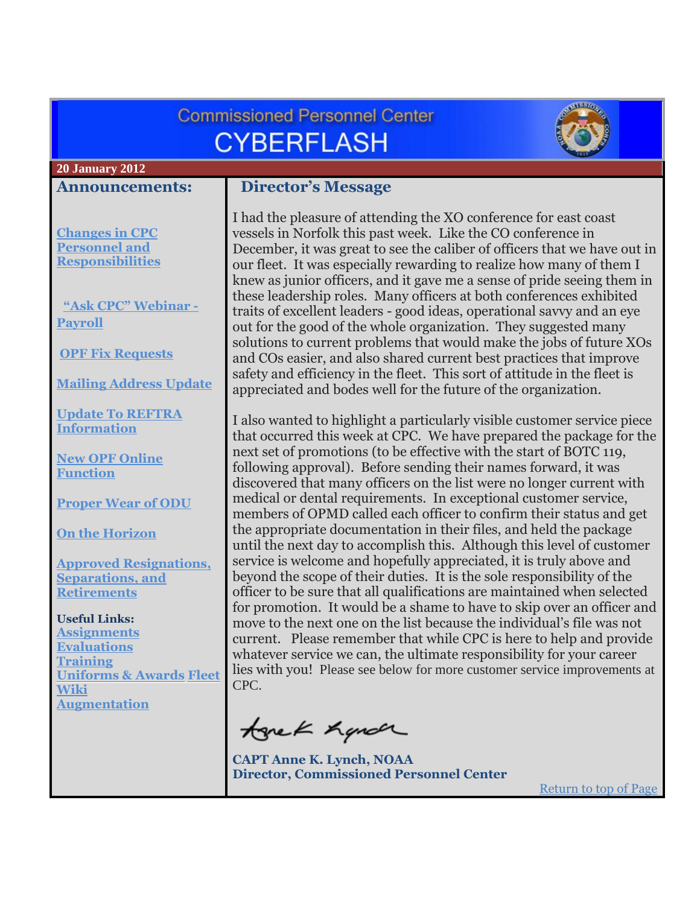# Commissioned Personnel Center CYBERFLASH

**20 January 2012**

## Announcements:

Changes in CPC Personnel and Responsibilities

"Ask CPC" Webinar - Payroll

OPF Fix Requests

Mailing Address Update

Update To REFTRA Information

New OPF Online Function

Proper Wear of ODU

On the Horizon

Approved Resignations, Separations, and Retirements

**Useful Links:**

Assignments
Evaluations
Training
Uniforms & Awards Fleet Wiki
Augmentation

## Director's Message

I had the pleasure of attending the XO conference for east coast vessels in Norfolk this past week. Like the CO conference in December, it was great to see the caliber of officers that we have out in our fleet. It was especially rewarding to realize how many of them I knew as junior officers, and it gave me a sense of pride seeing them in these leadership roles. Many officers at both conferences exhibited traits of excellent leaders - good ideas, operational savvy and an eye out for the good of the whole organization. They suggested many solutions to current problems that would make the jobs of future XOs and COs easier, and also shared current best practices that improve safety and efficiency in the fleet. This sort of attitude in the fleet is appreciated and bodes well for the future of the organization.

I also wanted to highlight a particularly visible customer service piece that occurred this week at CPC. We have prepared the package for the next set of promotions (to be effective with the start of BOTC 119, following approval). Before sending their names forward, it was discovered that many officers on the list were no longer current with medical or dental requirements. In exceptional customer service, members of OPMD called each officer to confirm their status and get the appropriate documentation in their files, and held the package until the next day to accomplish this. Although this level of customer service is welcome and hopefully appreciated, it is truly above and beyond the scope of their duties. It is the sole responsibility of the officer to be sure that all qualifications are maintained when selected for promotion. It would be a shame to have to skip over an officer and move to the next one on the list because the individual's file was not current. Please remember that while CPC is here to help and provide whatever service we can, the ultimate responsibility for your career lies with you! Please see below for more customer service improvements at CPC.

**CAPT Anne K. Lynch, NOAA**
**Director, Commissioned Personnel Center**

Return to top of Page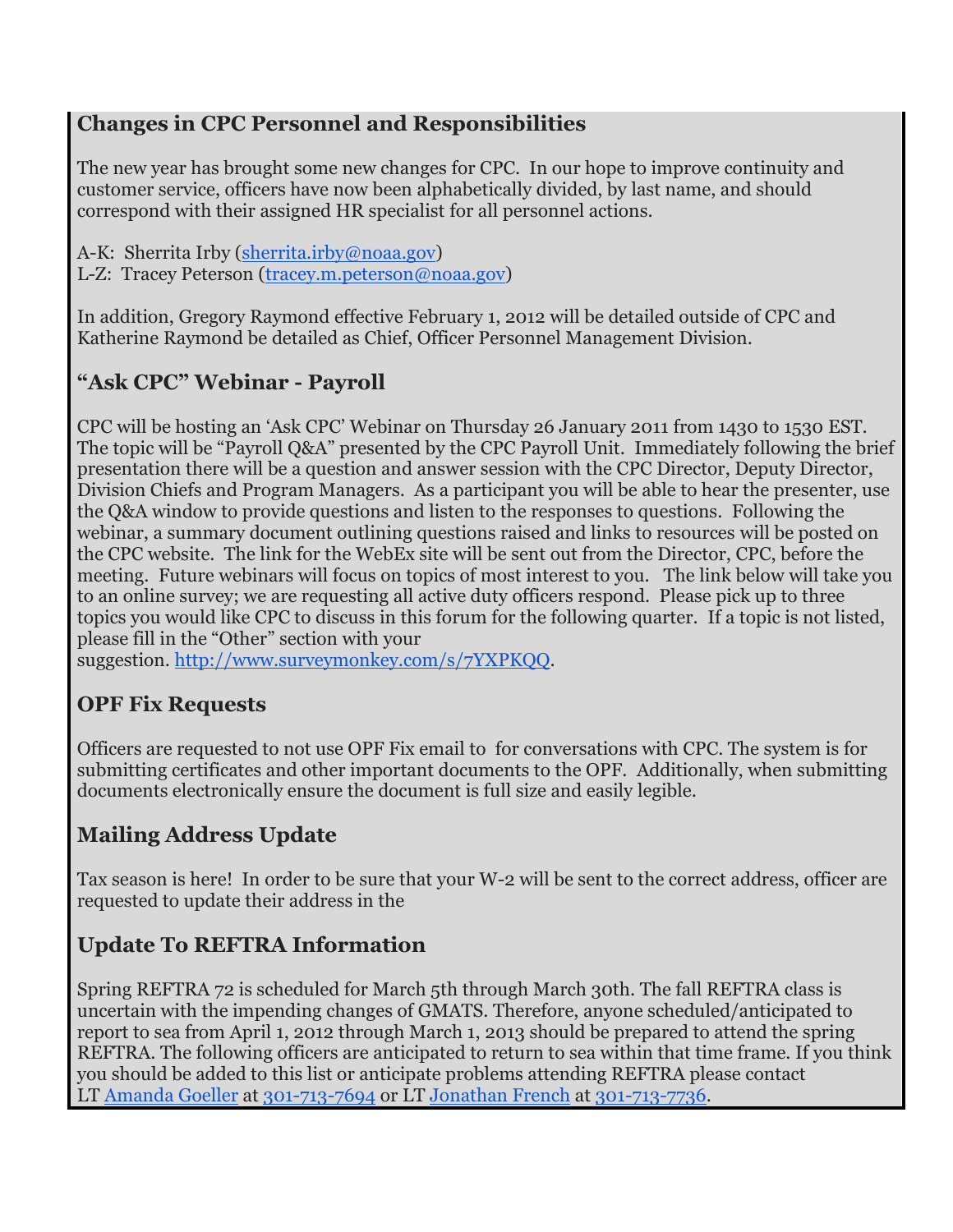## Changes in CPC Personnel and Responsibilities

The new year has brought some new changes for CPC. In our hope to improve continuity and customer service, officers have now been alphabetically divided, by last name, and should correspond with their assigned HR specialist for all personnel actions.

A-K: Sherrita Irby (sherrita.irby@noaa.gov)
L-Z: Tracey Peterson (tracey.m.peterson@noaa.gov)

In addition, Gregory Raymond effective February 1, 2012 will be detailed outside of CPC and Katherine Raymond be detailed as Chief, Officer Personnel Management Division.

## "Ask CPC" Webinar - Payroll

CPC will be hosting an 'Ask CPC' Webinar on Thursday 26 January 2011 from 1430 to 1530 EST. The topic will be "Payroll Q&A" presented by the CPC Payroll Unit. Immediately following the brief presentation there will be a question and answer session with the CPC Director, Deputy Director, Division Chiefs and Program Managers. As a participant you will be able to hear the presenter, use the Q&A window to provide questions and listen to the responses to questions. Following the webinar, a summary document outlining questions raised and links to resources will be posted on the CPC website. The link for the WebEx site will be sent out from the Director, CPC, before the meeting. Future webinars will focus on topics of most interest to you. The link below will take you to an online survey; we are requesting all active duty officers respond. Please pick up to three topics you would like CPC to discuss in this forum for the following quarter. If a topic is not listed, please fill in the "Other" section with your suggestion. http://www.surveymonkey.com/s/7YXPKQQ.

## OPF Fix Requests

Officers are requested to not use OPF Fix email to for conversations with CPC. The system is for submitting certificates and other important documents to the OPF. Additionally, when submitting documents electronically ensure the document is full size and easily legible.

## Mailing Address Update

Tax season is here! In order to be sure that your W-2 will be sent to the correct address, officer are requested to update their address in the

## Update To REFTRA Information

Spring REFTRA 72 is scheduled for March 5th through March 30th. The fall REFTRA class is uncertain with the impending changes of GMATS. Therefore, anyone scheduled/anticipated to report to sea from April 1, 2012 through March 1, 2013 should be prepared to attend the spring REFTRA. The following officers are anticipated to return to sea within that time frame. If you think you should be added to this list or anticipate problems attending REFTRA please contact LT Amanda Goeller at 301-713-7694 or LT Jonathan French at 301-713-7736.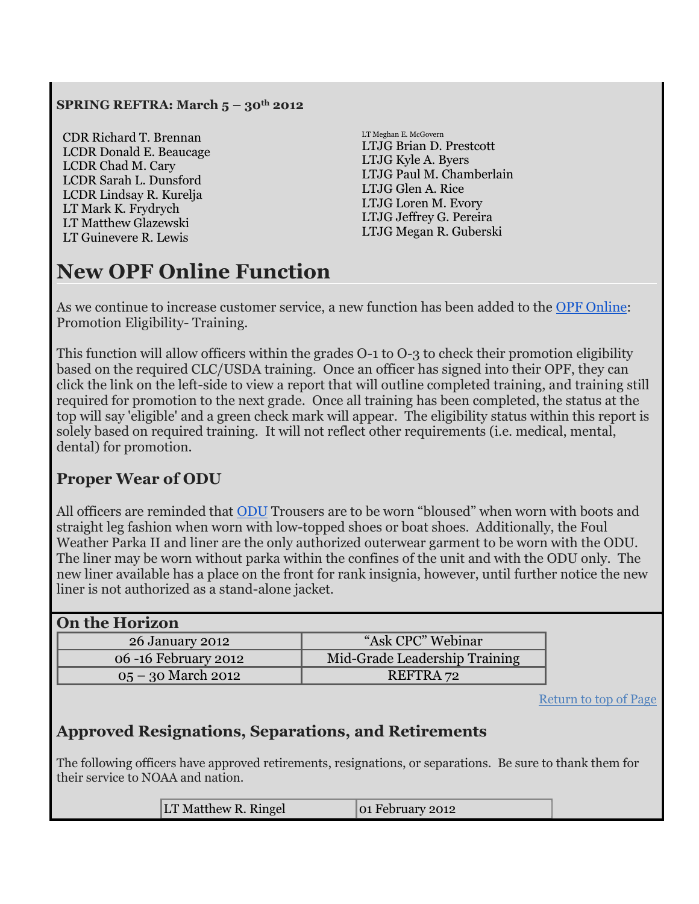**SPRING REFTRA: March 5 – 30th 2012**

CDR Richard T. Brennan
LCDR Donald E. Beaucage
LCDR Chad M. Cary
LCDR Sarah L. Dunsford
LCDR Lindsay R. Kurelja
LT Mark K. Frydrych
LT Matthew Glazewski
LT Guinevere R. Lewis
LT Meghan E. McGovern
LTJG Brian D. Prestcott
LTJG Kyle A. Byers
LTJG Paul M. Chamberlain
LTJG Glen A. Rice
LTJG Loren M. Evory
LTJG Jeffrey G. Pereira
LTJG Megan R. Guberski

# New OPF Online Function

As we continue to increase customer service, a new function has been added to the OPF Online: Promotion Eligibility- Training.

This function will allow officers within the grades O-1 to O-3 to check their promotion eligibility based on the required CLC/USDA training. Once an officer has signed into their OPF, they can click the link on the left-side to view a report that will outline completed training, and training still required for promotion to the next grade. Once all training has been completed, the status at the top will say 'eligible' and a green check mark will appear. The eligibility status within this report is solely based on required training. It will not reflect other requirements (i.e. medical, mental, dental) for promotion.

## Proper Wear of ODU

All officers are reminded that ODU Trousers are to be worn "bloused" when worn with boots and straight leg fashion when worn with low-topped shoes or boat shoes. Additionally, the Foul Weather Parka II and liner are the only authorized outerwear garment to be worn with the ODU. The liner may be worn without parka within the confines of the unit and with the ODU only. The new liner available has a place on the front for rank insignia, however, until further notice the new liner is not authorized as a stand-alone jacket.

## On the Horizon

| Date | Event |
|---|---|
| 26 January 2012 | "Ask CPC" Webinar |
| 06 -16 February 2012 | Mid-Grade Leadership Training |
| 05 – 30 March 2012 | REFTRA 72 |

Return to top of Page

## Approved Resignations, Separations, and Retirements

The following officers have approved retirements, resignations, or separations. Be sure to thank them for their service to NOAA and nation.

| Officer | Date |
|---|---|
| LT Matthew R. Ringel | 01 February 2012 |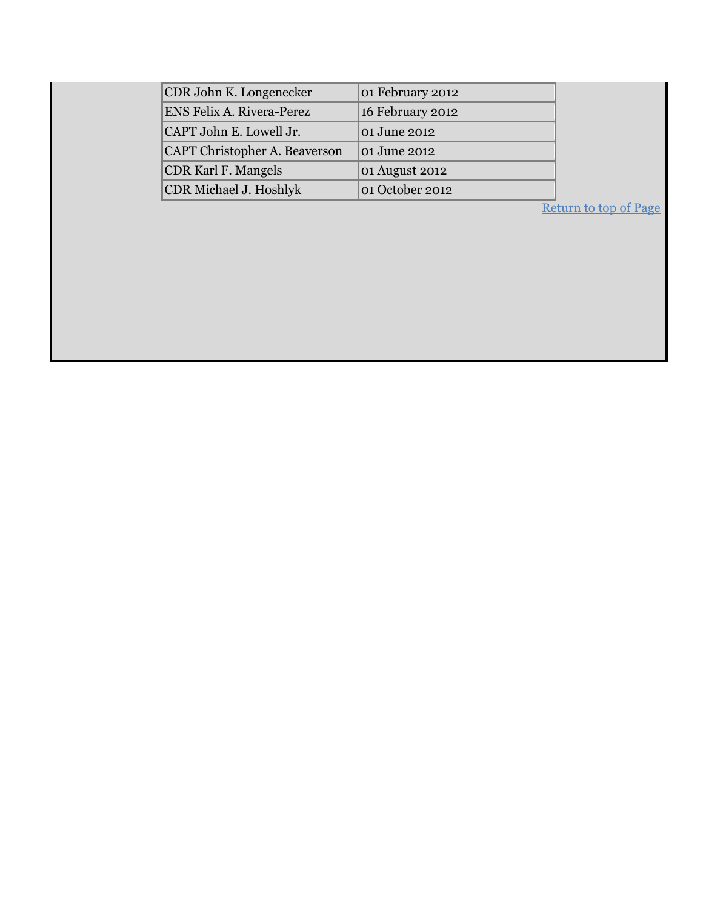| | |
|---|---|
| CDR John K. Longenecker | 01 February 2012 |
| ENS Felix A. Rivera-Perez | 16 February 2012 |
| CAPT John E. Lowell Jr. | 01 June 2012 |
| CAPT Christopher A. Beaverson | 01 June 2012 |
| CDR Karl F. Mangels | 01 August 2012 |
| CDR Michael J. Hoshlyk | 01 October 2012 |

Return to top of Page